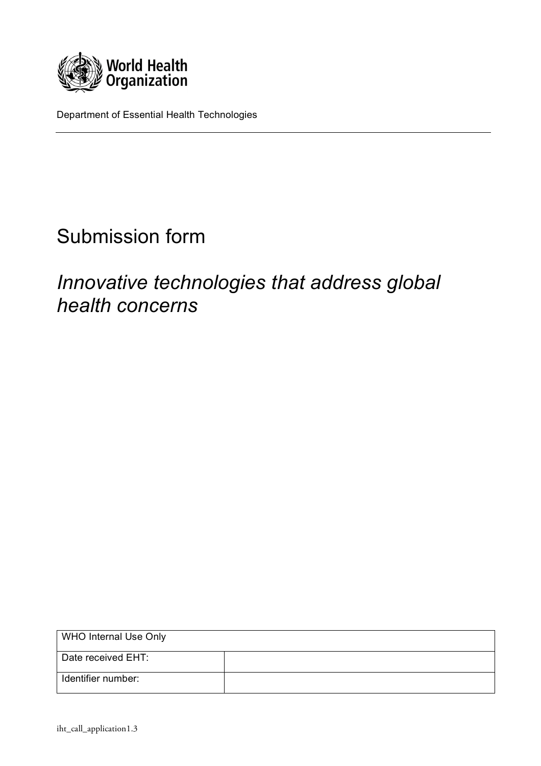World Health Organization

Department of Essential Health Technologies

# Submission form

## *Innovative technologies that address global health concerns*

| WHO Internal Use Only | |
|---|---|
| Date received EHT: | |
| Identifier number: | |

iht_call_application1.3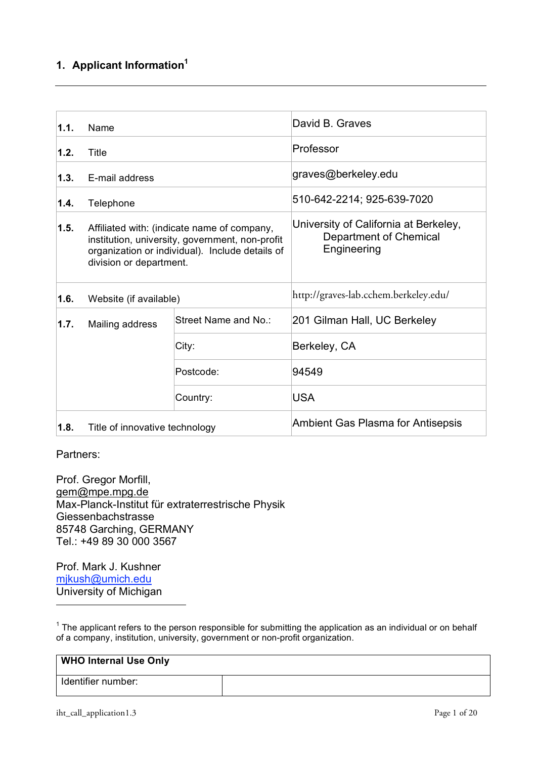## 1. Applicant Information[1]

| | | | |
|---|---|---|---|
| **1.1.** | Name | | David B. Graves |
| **1.2.** | Title | | Professor |
| **1.3.** | E-mail address | | graves@berkeley.edu |
| **1.4.** | Telephone | | 510-642-2214; 925-639-7020 |
| **1.5.** | Affiliated with: (indicate name of company, institution, university, government, non-profit organization or individual). Include details of division or department. | | University of California at Berkeley, Department of Chemical Engineering |
| **1.6.** | Website (if available) | | http://graves-lab.cchem.berkeley.edu/ |
| **1.7.** | Mailing address | Street Name and No.: | 201 Gilman Hall, UC Berkeley |
| | | City: | Berkeley, CA |
| | | Postcode: | 94549 |
| | | Country: | USA |
| **1.8.** | Title of innovative technology | | Ambient Gas Plasma for Antisepsis |

Partners:

Prof. Gregor Morfill,
gem@mpe.mpg.de
Max-Planck-Institut für extraterrestrische Physik
Giessenbachstrasse
85748 Garching, GERMANY
Tel.: +49 89 30 000 3567

Prof. Mark J. Kushner
mjkush@umich.edu
University of Michigan

[1] The applicant refers to the person responsible for submitting the application as an individual or on behalf of a company, institution, university, government or non-profit organization.

| **WHO Internal Use Only** | |
|---|---|
| Identifier number: | |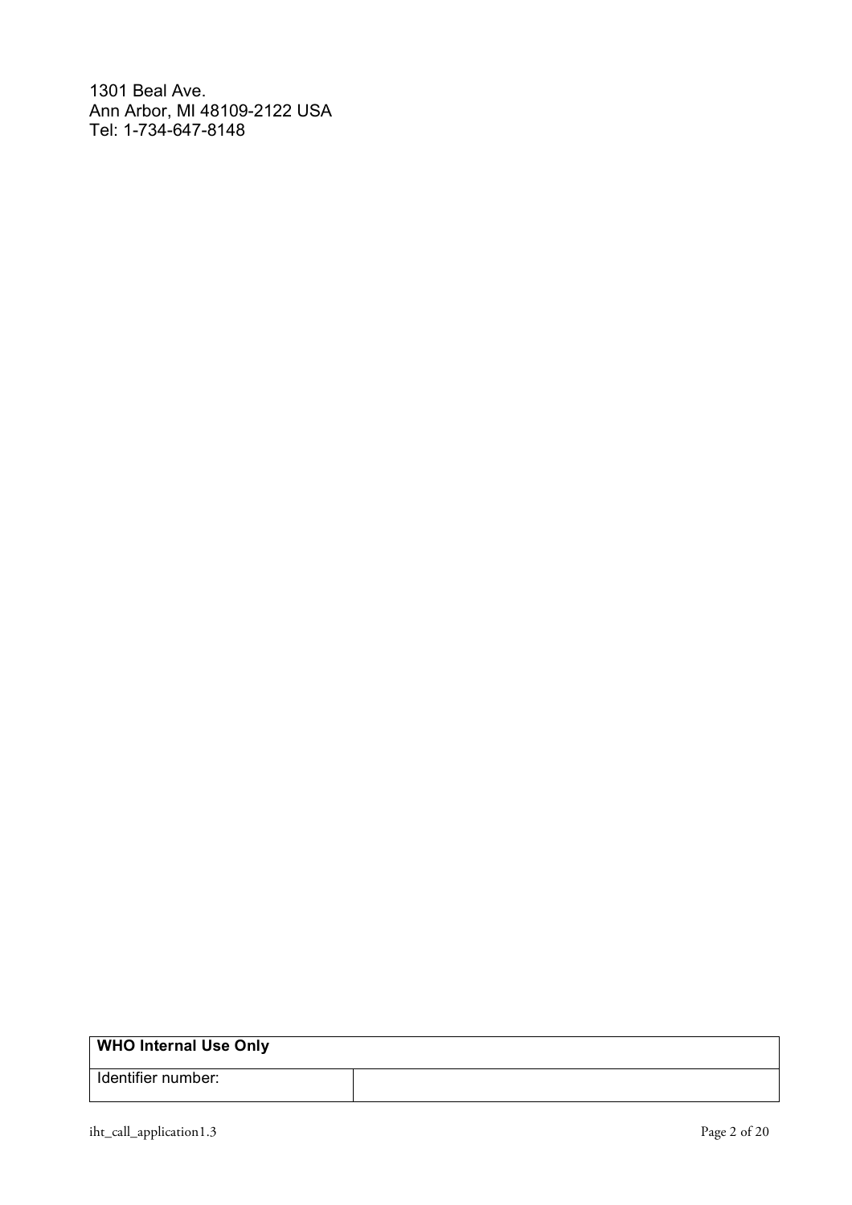1301 Beal Ave.
Ann Arbor, MI 48109-2122 USA
Tel: 1-734-647-8148

| **WHO Internal Use Only** | |
|---|---|
| Identifier number: | |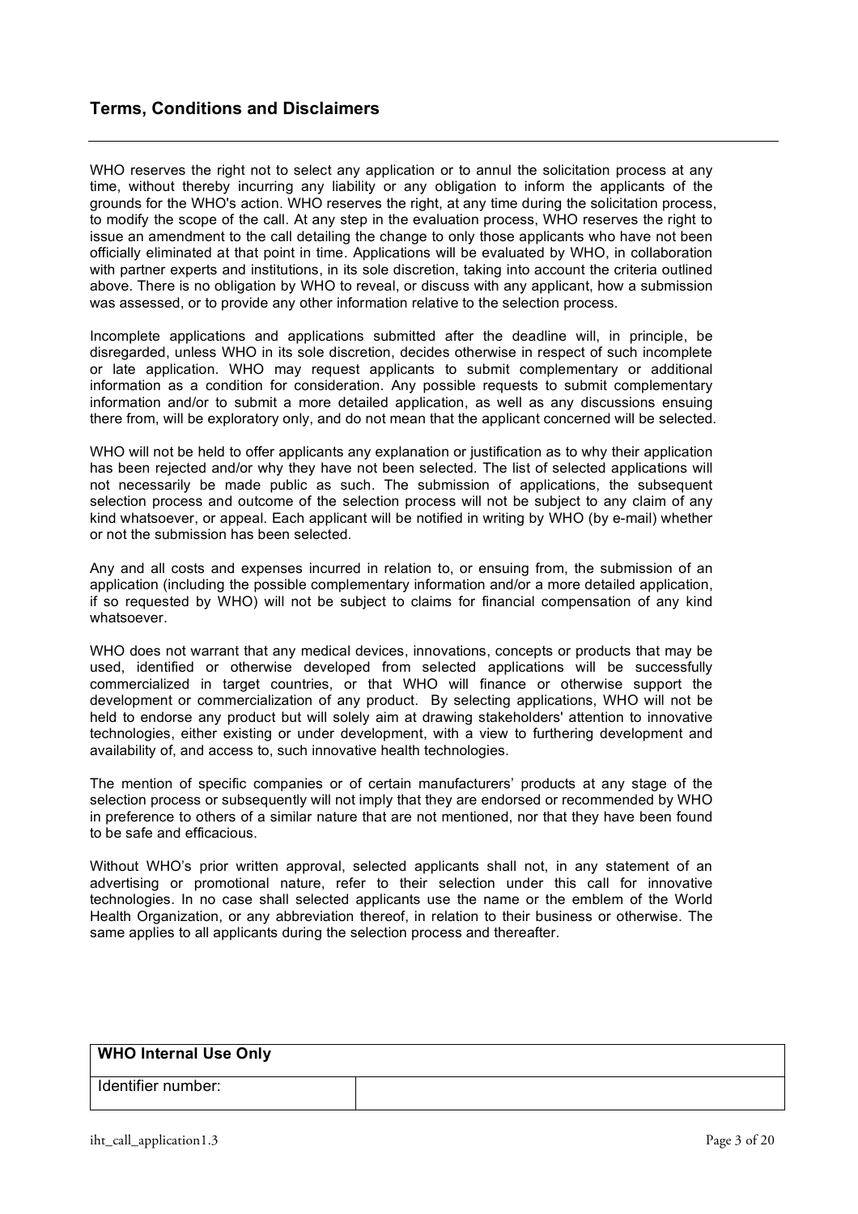## Terms, Conditions and Disclaimers

WHO reserves the right not to select any application or to annul the solicitation process at any time, without thereby incurring any liability or any obligation to inform the applicants of the grounds for the WHO's action. WHO reserves the right, at any time during the solicitation process, to modify the scope of the call. At any step in the evaluation process, WHO reserves the right to issue an amendment to the call detailing the change to only those applicants who have not been officially eliminated at that point in time. Applications will be evaluated by WHO, in collaboration with partner experts and institutions, in its sole discretion, taking into account the criteria outlined above. There is no obligation by WHO to reveal, or discuss with any applicant, how a submission was assessed, or to provide any other information relative to the selection process.

Incomplete applications and applications submitted after the deadline will, in principle, be disregarded, unless WHO in its sole discretion, decides otherwise in respect of such incomplete or late application. WHO may request applicants to submit complementary or additional information as a condition for consideration. Any possible requests to submit complementary information and/or to submit a more detailed application, as well as any discussions ensuing there from, will be exploratory only, and do not mean that the applicant concerned will be selected.

WHO will not be held to offer applicants any explanation or justification as to why their application has been rejected and/or why they have not been selected. The list of selected applications will not necessarily be made public as such. The submission of applications, the subsequent selection process and outcome of the selection process will not be subject to any claim of any kind whatsoever, or appeal. Each applicant will be notified in writing by WHO (by e-mail) whether or not the submission has been selected.

Any and all costs and expenses incurred in relation to, or ensuing from, the submission of an application (including the possible complementary information and/or a more detailed application, if so requested by WHO) will not be subject to claims for financial compensation of any kind whatsoever.

WHO does not warrant that any medical devices, innovations, concepts or products that may be used, identified or otherwise developed from selected applications will be successfully commercialized in target countries, or that WHO will finance or otherwise support the development or commercialization of any product. By selecting applications, WHO will not be held to endorse any product but will solely aim at drawing stakeholders' attention to innovative technologies, either existing or under development, with a view to furthering development and availability of, and access to, such innovative health technologies.

The mention of specific companies or of certain manufacturers' products at any stage of the selection process or subsequently will not imply that they are endorsed or recommended by WHO in preference to others of a similar nature that are not mentioned, nor that they have been found to be safe and efficacious.

Without WHO's prior written approval, selected applicants shall not, in any statement of an advertising or promotional nature, refer to their selection under this call for innovative technologies. In no case shall selected applicants use the name or the emblem of the World Health Organization, or any abbreviation thereof, in relation to their business or otherwise. The same applies to all applicants during the selection process and thereafter.

| **WHO Internal Use Only** | |
|---|---|
| Identifier number: | |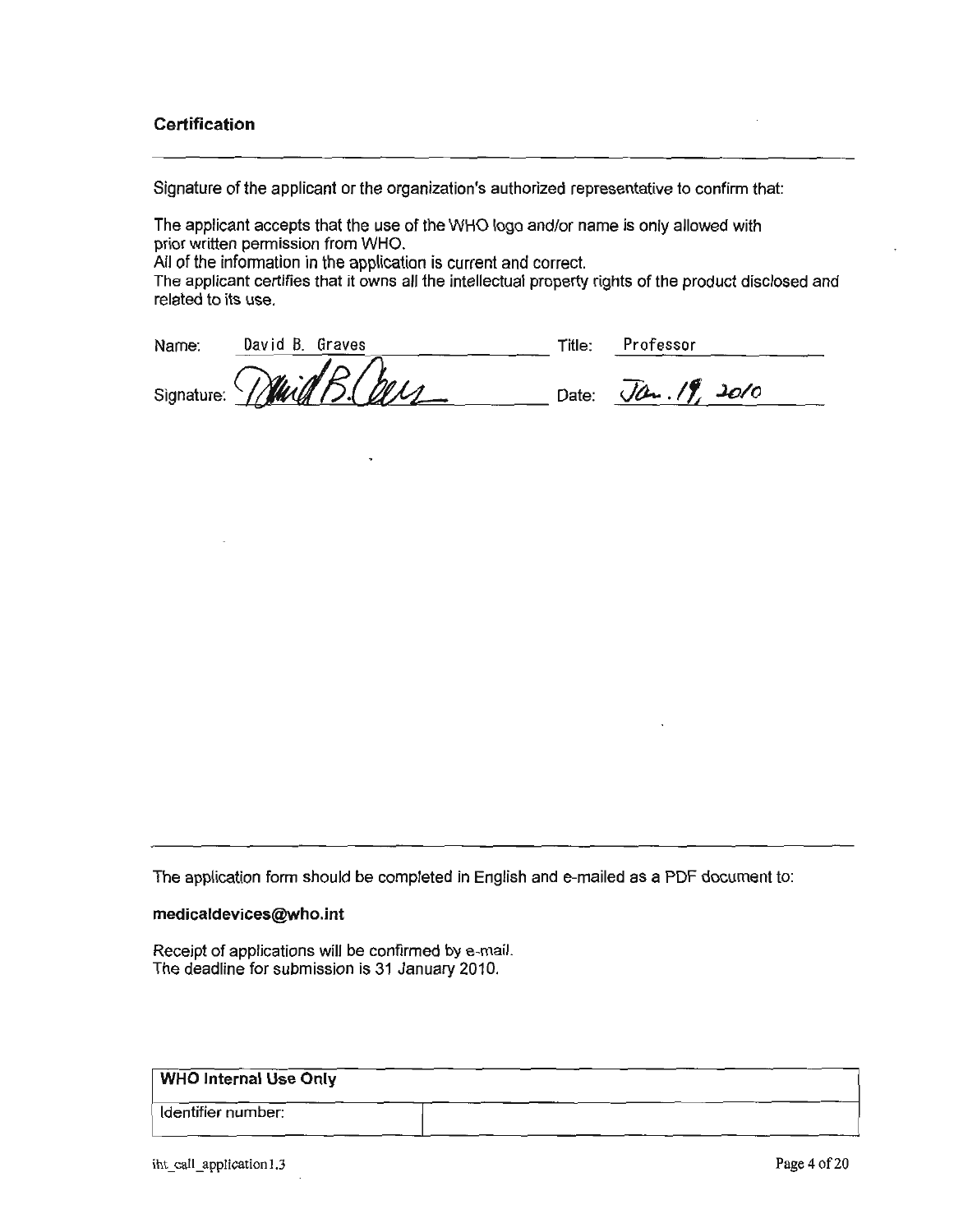### Certification

Signature of the applicant or the organization's authorized representative to confirm that:

The applicant accepts that the use of the WHO logo and/or name is only allowed with prior written permission from WHO.
All of the information in the application is current and correct.
The applicant certifies that it owns all the intellectual property rights of the product disclosed and related to its use.

Name: David B. Graves — Title: Professor

Signature: David B. Graves — Date: Jan. 19, 2010

The application form should be completed in English and e-mailed as a PDF document to:

**medicaldevices@who.int**

Receipt of applications will be confirmed by e-mail.
The deadline for submission is 31 January 2010.

| **WHO Internal Use Only** | |
|---|---|
| Identifier number: | |

iht_call_application1.3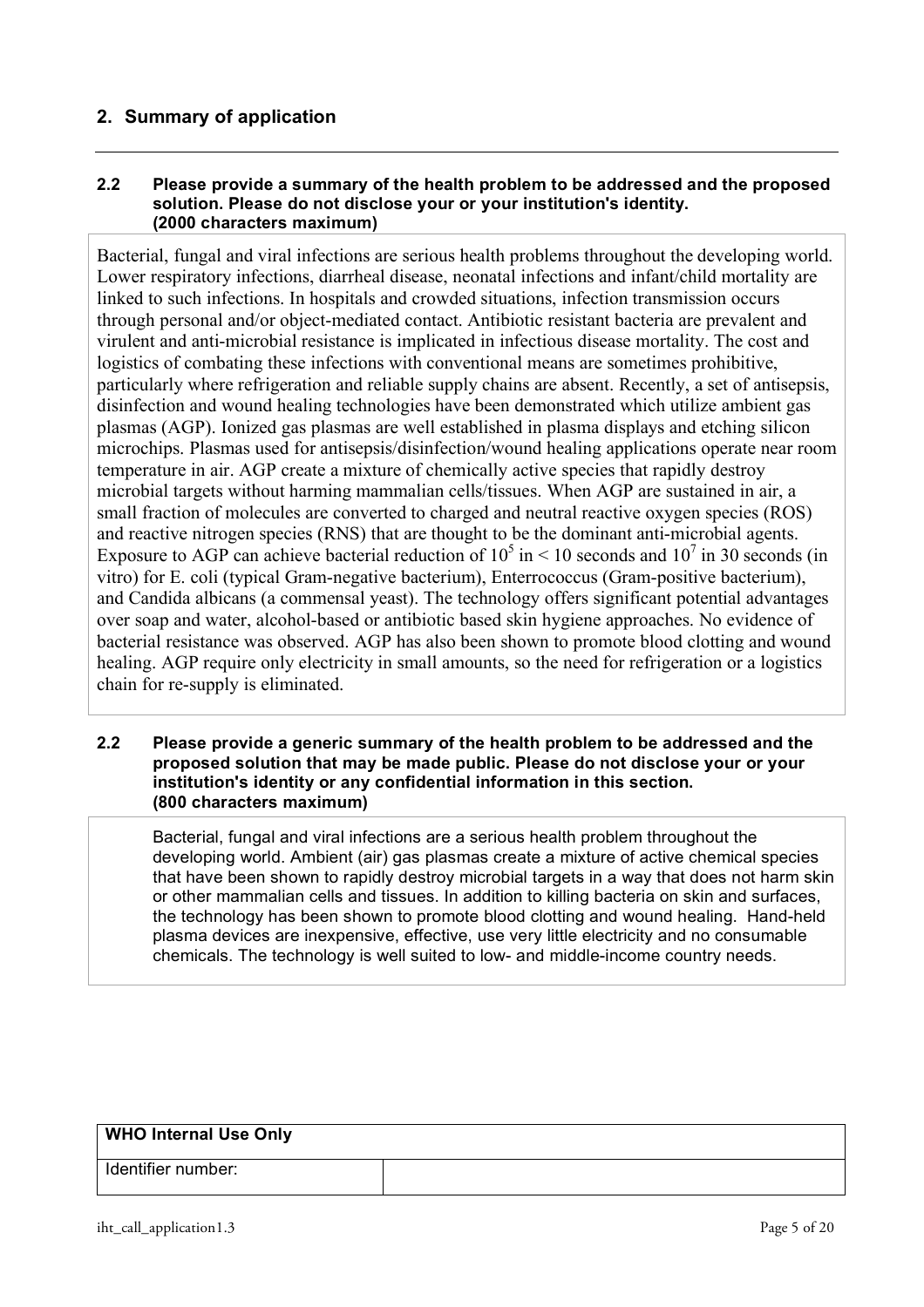## 2. Summary of application

**2.2 Please provide a summary of the health problem to be addressed and the proposed solution. Please do not disclose your or your institution's identity. (2000 characters maximum)**

Bacterial, fungal and viral infections are serious health problems throughout the developing world. Lower respiratory infections, diarrheal disease, neonatal infections and infant/child mortality are linked to such infections. In hospitals and crowded situations, infection transmission occurs through personal and/or object-mediated contact. Antibiotic resistant bacteria are prevalent and virulent and anti-microbial resistance is implicated in infectious disease mortality. The cost and logistics of combating these infections with conventional means are sometimes prohibitive, particularly where refrigeration and reliable supply chains are absent. Recently, a set of antisepsis, disinfection and wound healing technologies have been demonstrated which utilize ambient gas plasmas (AGP). Ionized gas plasmas are well established in plasma displays and etching silicon microchips. Plasmas used for antisepsis/disinfection/wound healing applications operate near room temperature in air. AGP create a mixture of chemically active species that rapidly destroy microbial targets without harming mammalian cells/tissues. When AGP are sustained in air, a small fraction of molecules are converted to charged and neutral reactive oxygen species (ROS) and reactive nitrogen species (RNS) that are thought to be the dominant anti-microbial agents. Exposure to AGP can achieve bacterial reduction of $10^5$ in < 10 seconds and $10^7$ in 30 seconds (in vitro) for E. coli (typical Gram-negative bacterium), Enterrococcus (Gram-positive bacterium), and Candida albicans (a commensal yeast). The technology offers significant potential advantages over soap and water, alcohol-based or antibiotic based skin hygiene approaches. No evidence of bacterial resistance was observed. AGP has also been shown to promote blood clotting and wound healing. AGP require only electricity in small amounts, so the need for refrigeration or a logistics chain for re-supply is eliminated.

**2.2 Please provide a generic summary of the health problem to be addressed and the proposed solution that may be made public. Please do not disclose your or your institution's identity or any confidential information in this section. (800 characters maximum)**

Bacterial, fungal and viral infections are a serious health problem throughout the developing world. Ambient (air) gas plasmas create a mixture of active chemical species that have been shown to rapidly destroy microbial targets in a way that does not harm skin or other mammalian cells and tissues. In addition to killing bacteria on skin and surfaces, the technology has been shown to promote blood clotting and wound healing. Hand-held plasma devices are inexpensive, effective, use very little electricity and no consumable chemicals. The technology is well suited to low- and middle-income country needs.

| **WHO Internal Use Only** | |
|---|---|
| Identifier number: | |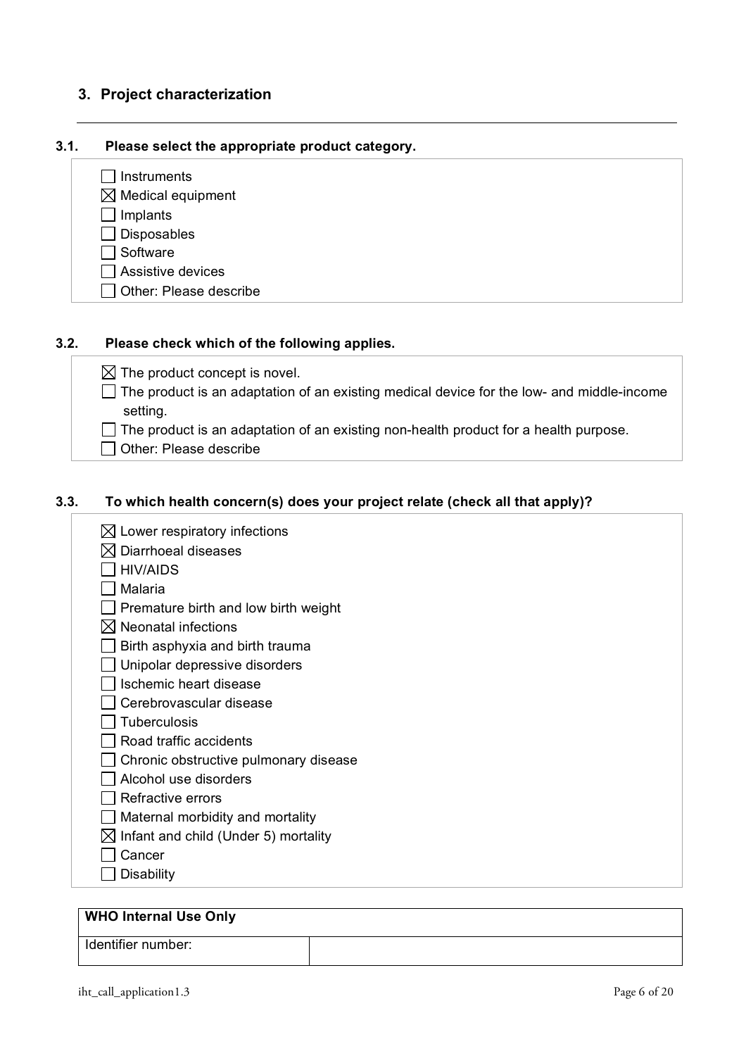## 3. Project characterization

---

### 3.1. Please select the appropriate product category.

- ☐ Instruments
- ☒ Medical equipment
- ☐ Implants
- ☐ Disposables
- ☐ Software
- ☐ Assistive devices
- ☐ Other: Please describe

### 3.2. Please check which of the following applies.

- ☒ The product concept is novel.
- ☐ The product is an adaptation of an existing medical device for the low- and middle-income setting.
- ☐ The product is an adaptation of an existing non-health product for a health purpose.
- ☐ Other: Please describe

### 3.3. To which health concern(s) does your project relate (check all that apply)?

- ☒ Lower respiratory infections
- ☒ Diarrhoeal diseases
- ☐ HIV/AIDS
- ☐ Malaria
- ☐ Premature birth and low birth weight
- ☒ Neonatal infections
- ☐ Birth asphyxia and birth trauma
- ☐ Unipolar depressive disorders
- ☐ Ischemic heart disease
- ☐ Cerebrovascular disease
- ☐ Tuberculosis
- ☐ Road traffic accidents
- ☐ Chronic obstructive pulmonary disease
- ☐ Alcohol use disorders
- ☐ Refractive errors
- ☐ Maternal morbidity and mortality
- ☒ Infant and child (Under 5) mortality
- ☐ Cancer
- ☐ Disability

| WHO Internal Use Only | |
|---|---|
| Identifier number: | |

iht_call_application1.3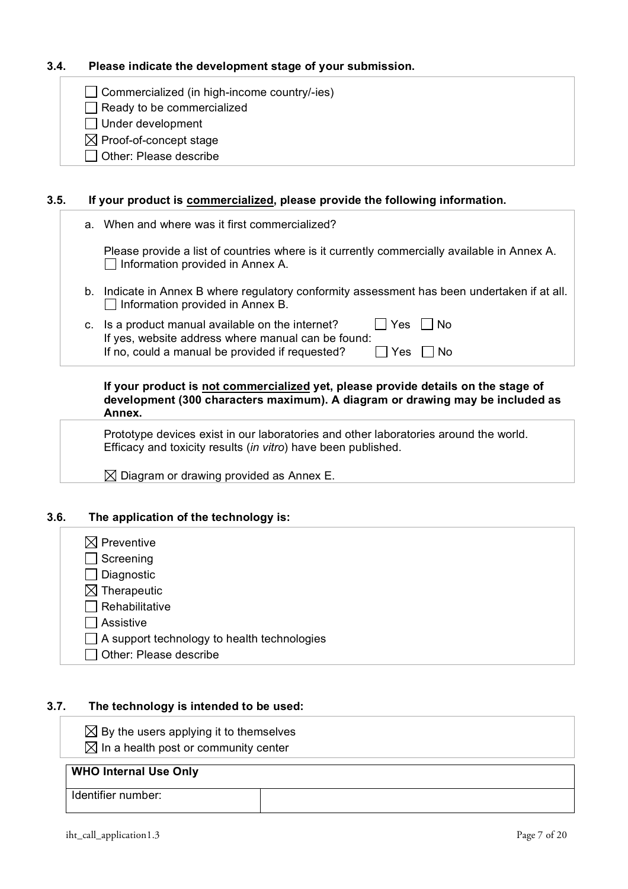### 3.4. Please indicate the development stage of your submission.

- ☐ Commercialized (in high-income country/-ies)
- ☐ Ready to be commercialized
- ☐ Under development
- ☒ Proof-of-concept stage
- ☐ Other: Please describe

### 3.5. If your product is commercialized, please provide the following information.

a. When and where was it first commercialized?

Please provide a list of countries where is it currently commercially available in Annex A.
☐ Information provided in Annex A.

b. Indicate in Annex B where regulatory conformity assessment has been undertaken if at all.
☐ Information provided in Annex B.

c. Is a product manual available on the internet? ☐ Yes ☐ No
If yes, website address where manual can be found:
If no, could a manual be provided if requested? ☐ Yes ☐ No

**If your product is not commercialized yet, please provide details on the stage of development (300 characters maximum). A diagram or drawing may be included as Annex.**

Prototype devices exist in our laboratories and other laboratories around the world. Efficacy and toxicity results (*in vitro*) have been published.

☒ Diagram or drawing provided as Annex E.

### 3.6. The application of the technology is:

- ☒ Preventive
- ☐ Screening
- ☐ Diagnostic
- ☒ Therapeutic
- ☐ Rehabilitative
- ☐ Assistive
- ☐ A support technology to health technologies
- ☐ Other: Please describe

### 3.7. The technology is intended to be used:

- ☒ By the users applying it to themselves
- ☒ In a health post or community center

| WHO Internal Use Only | |
| --- | --- |
| Identifier number: | |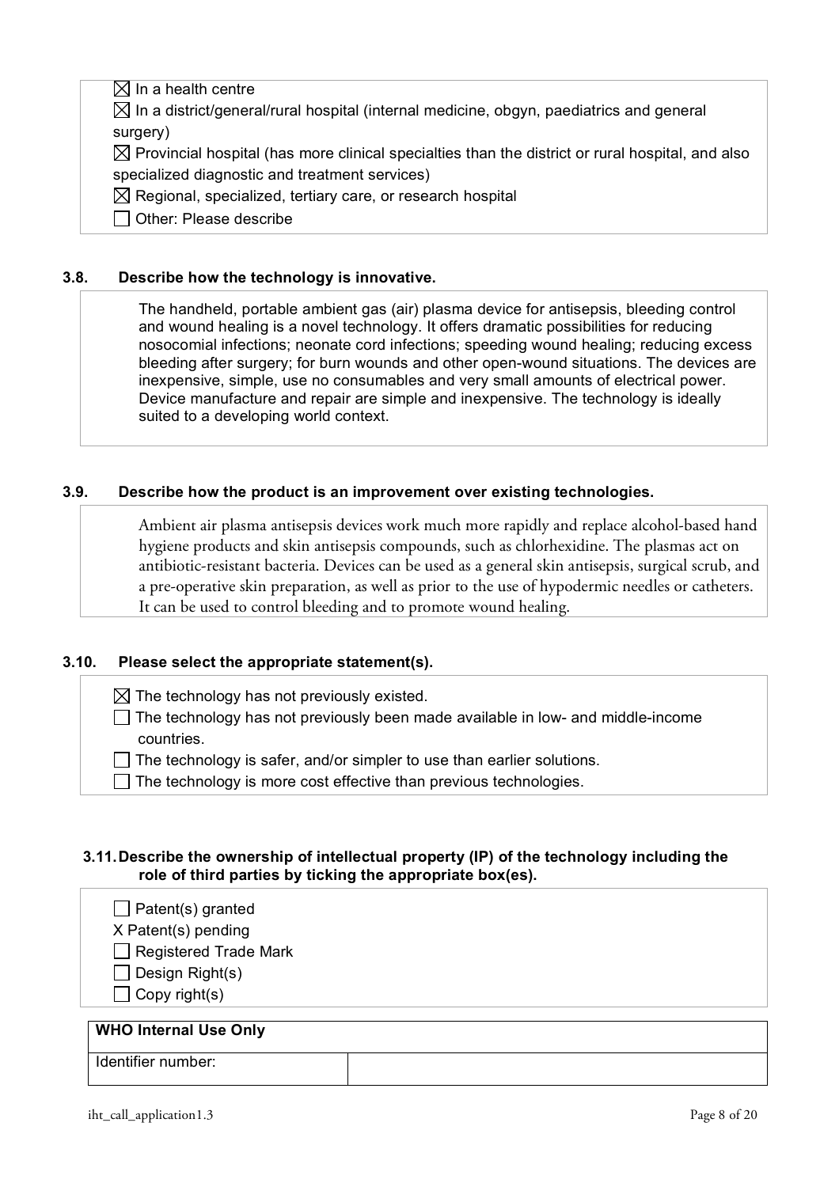☒ In a health centre

☒ In a district/general/rural hospital (internal medicine, obgyn, paediatrics and general surgery)

☒ Provincial hospital (has more clinical specialties than the district or rural hospital, and also specialized diagnostic and treatment services)

☒ Regional, specialized, tertiary care, or research hospital

☐ Other: Please describe

### 3.8. Describe how the technology is innovative.

The handheld, portable ambient gas (air) plasma device for antisepsis, bleeding control and wound healing is a novel technology. It offers dramatic possibilities for reducing nosocomial infections; neonate cord infections; speeding wound healing; reducing excess bleeding after surgery; for burn wounds and other open-wound situations. The devices are inexpensive, simple, use no consumables and very small amounts of electrical power. Device manufacture and repair are simple and inexpensive. The technology is ideally suited to a developing world context.

### 3.9. Describe how the product is an improvement over existing technologies.

Ambient air plasma antisepsis devices work much more rapidly and replace alcohol-based hand hygiene products and skin antisepsis compounds, such as chlorhexidine. The plasmas act on antibiotic-resistant bacteria. Devices can be used as a general skin antisepsis, surgical scrub, and a pre-operative skin preparation, as well as prior to the use of hypodermic needles or catheters. It can be used to control bleeding and to promote wound healing.

### 3.10. Please select the appropriate statement(s).

☒ The technology has not previously existed.

☐ The technology has not previously been made available in low- and middle-income countries.

☐ The technology is safer, and/or simpler to use than earlier solutions.

☐ The technology is more cost effective than previous technologies.

### 3.11. Describe the ownership of intellectual property (IP) of the technology including the role of third parties by ticking the appropriate box(es).

☐ Patent(s) granted

X Patent(s) pending

☐ Registered Trade Mark

☐ Design Right(s)

☐ Copy right(s)

| WHO Internal Use Only | |
|---|---|
| Identifier number: | |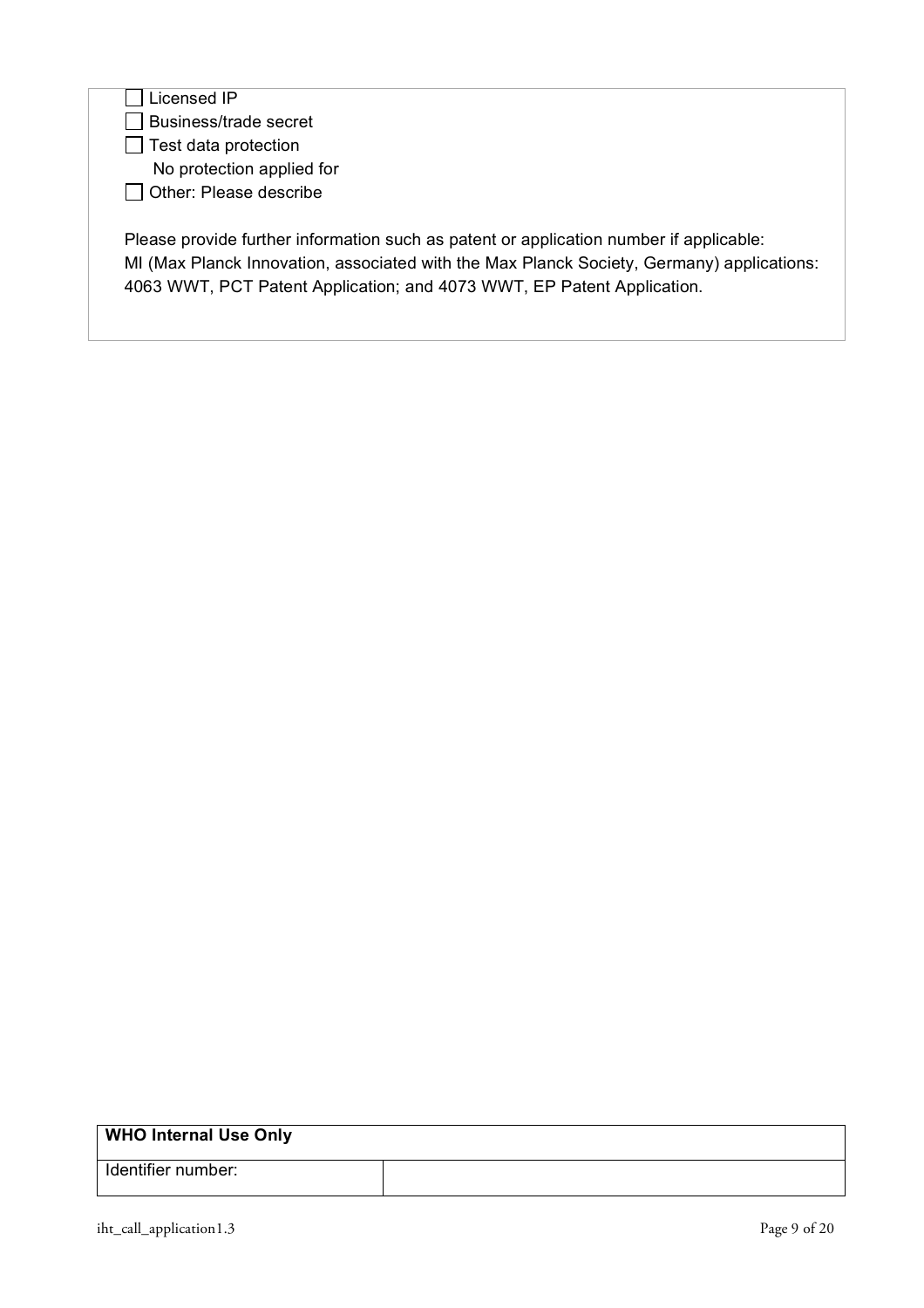- [ ] Licensed IP
- [ ] Business/trade secret
- [ ] Test data protection
- No protection applied for
- [ ] Other: Please describe

Please provide further information such as patent or application number if applicable:
MI (Max Planck Innovation, associated with the Max Planck Society, Germany) applications: 4063 WWT, PCT Patent Application; and 4073 WWT, EP Patent Application.

| WHO Internal Use Only | |
|---|---|
| Identifier number: | |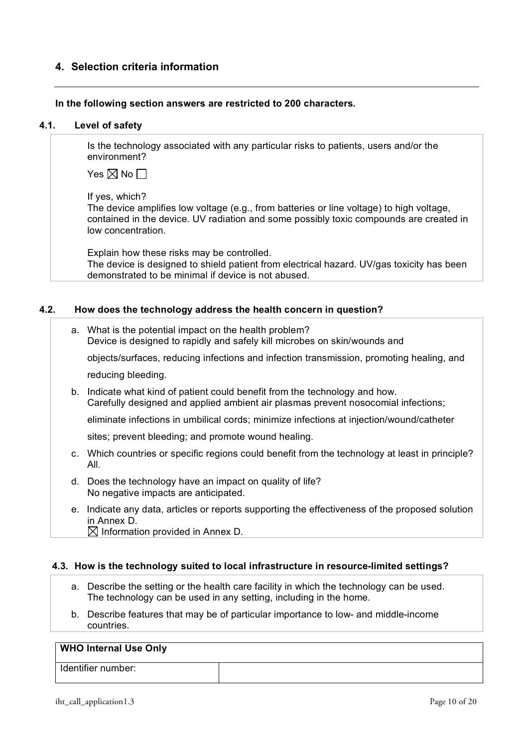## 4. Selection criteria information

**In the following section answers are restricted to 200 characters.**

### 4.1. Level of safety

Is the technology associated with any particular risks to patients, users and/or the environment?

Yes ☒ No ☐

If yes, which?
The device amplifies low voltage (e.g., from batteries or line voltage) to high voltage, contained in the device. UV radiation and some possibly toxic compounds are created in low concentration.

Explain how these risks may be controlled.
The device is designed to shield patient from electrical hazard. UV/gas toxicity has been demonstrated to be minimal if device is not abused.

### 4.2. How does the technology address the health concern in question?

a. What is the potential impact on the health problem?
Device is designed to rapidly and safely kill microbes on skin/wounds and objects/surfaces, reducing infections and infection transmission, promoting healing, and reducing bleeding.

b. Indicate what kind of patient could benefit from the technology and how.
Carefully designed and applied ambient air plasmas prevent nosocomial infections; eliminate infections in umbilical cords; minimize infections at injection/wound/catheter sites; prevent bleeding; and promote wound healing.

c. Which countries or specific regions could benefit from the technology at least in principle?
All.

d. Does the technology have an impact on quality of life?
No negative impacts are anticipated.

e. Indicate any data, articles or reports supporting the effectiveness of the proposed solution in Annex D.
☒ Information provided in Annex D.

### 4.3. How is the technology suited to local infrastructure in resource-limited settings?

a. Describe the setting or the health care facility in which the technology can be used.
The technology can be used in any setting, including in the home.

b. Describe features that may be of particular importance to low- and middle-income countries.

| **WHO Internal Use Only** | |
|---|---|
| Identifier number: | |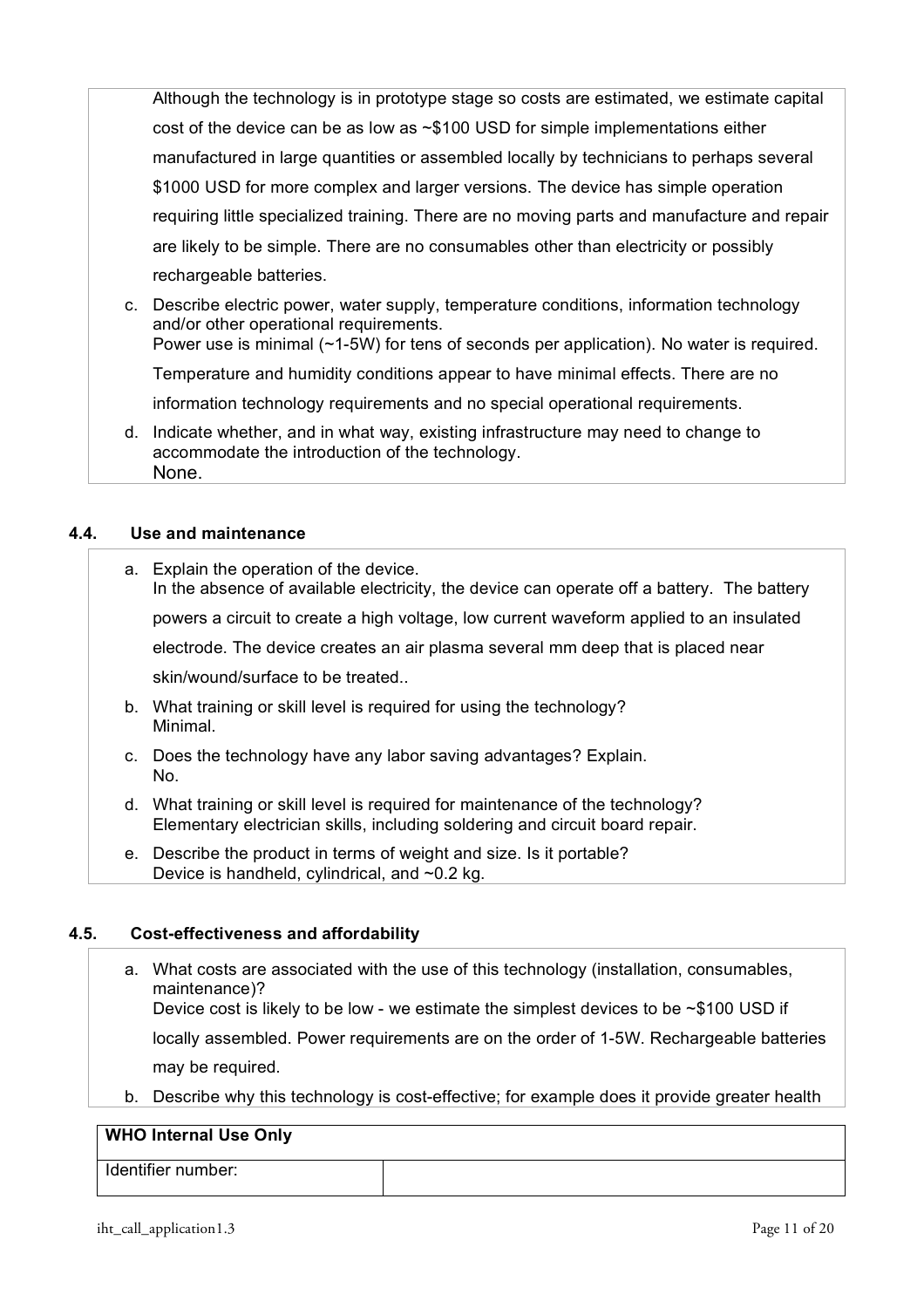Although the technology is in prototype stage so costs are estimated, we estimate capital cost of the device can be as low as ~$100 USD for simple implementations either manufactured in large quantities or assembled locally by technicians to perhaps several $1000 USD for more complex and larger versions. The device has simple operation requiring little specialized training. There are no moving parts and manufacture and repair are likely to be simple. There are no consumables other than electricity or possibly rechargeable batteries.

c. Describe electric power, water supply, temperature conditions, information technology and/or other operational requirements.
   Power use is minimal (~1-5W) for tens of seconds per application). No water is required. Temperature and humidity conditions appear to have minimal effects. There are no information technology requirements and no special operational requirements.

d. Indicate whether, and in what way, existing infrastructure may need to change to accommodate the introduction of the technology.
   None.

### 4.4. Use and maintenance

a. Explain the operation of the device.
   In the absence of available electricity, the device can operate off a battery. The battery powers a circuit to create a high voltage, low current waveform applied to an insulated electrode. The device creates an air plasma several mm deep that is placed near skin/wound/surface to be treated..

b. What training or skill level is required for using the technology?
   Minimal.

c. Does the technology have any labor saving advantages? Explain.
   No.

d. What training or skill level is required for maintenance of the technology?
   Elementary electrician skills, including soldering and circuit board repair.

e. Describe the product in terms of weight and size. Is it portable?
   Device is handheld, cylindrical, and ~0.2 kg.

### 4.5. Cost-effectiveness and affordability

a. What costs are associated with the use of this technology (installation, consumables, maintenance)?
   Device cost is likely to be low - we estimate the simplest devices to be ~$100 USD if locally assembled. Power requirements are on the order of 1-5W. Rechargeable batteries may be required.

b. Describe why this technology is cost-effective; for example does it provide greater health

| WHO Internal Use Only | |
|---|---|
| Identifier number: | |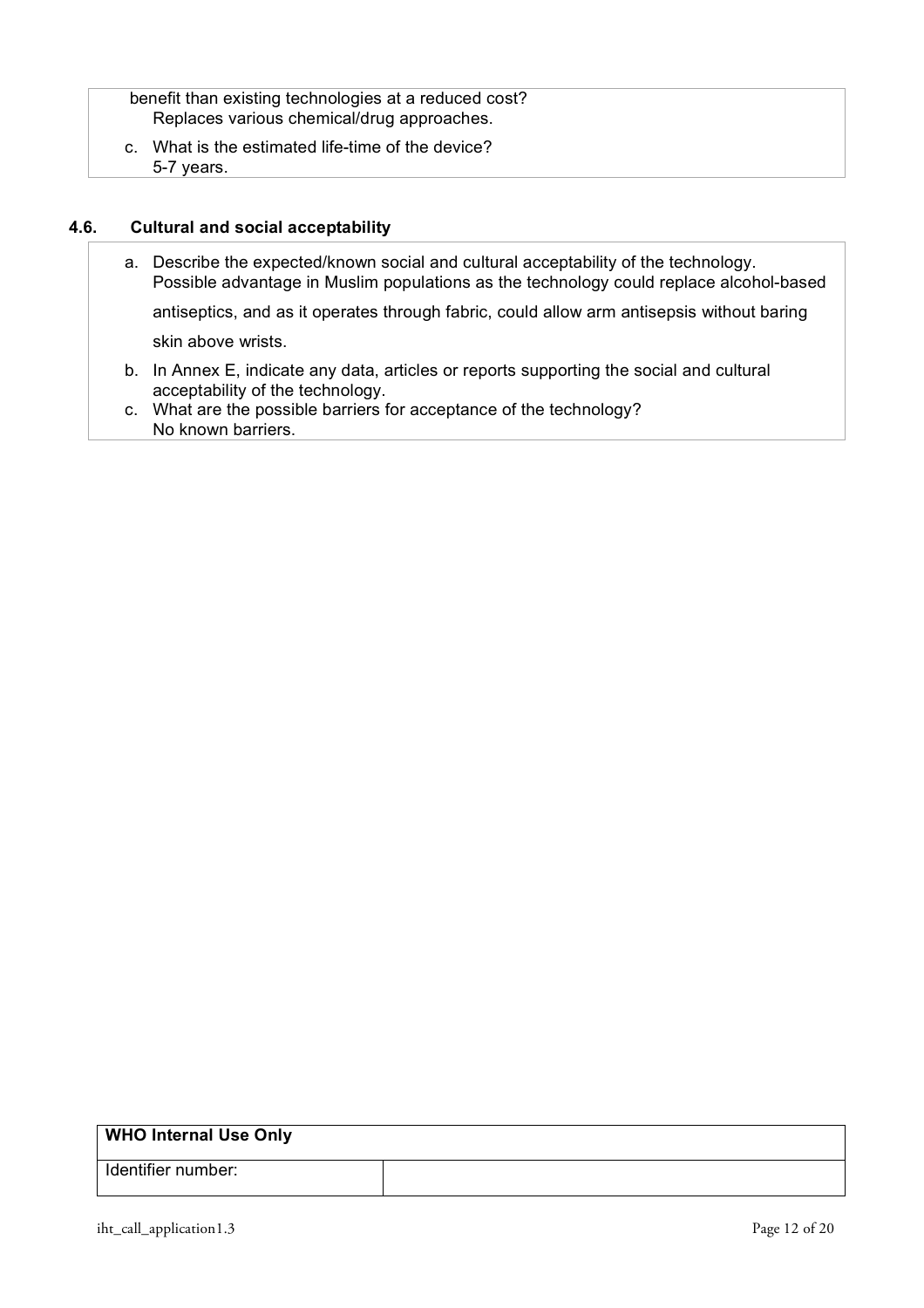benefit than existing technologies at a reduced cost?
Replaces various chemical/drug approaches.

c. What is the estimated life-time of the device?
5-7 years.

### 4.6. Cultural and social acceptability

a. Describe the expected/known social and cultural acceptability of the technology.
Possible advantage in Muslim populations as the technology could replace alcohol-based antiseptics, and as it operates through fabric, could allow arm antisepsis without baring skin above wrists.

b. In Annex E, indicate any data, articles or reports supporting the social and cultural acceptability of the technology.

c. What are the possible barriers for acceptance of the technology?
No known barriers.

| WHO Internal Use Only | |
|---|---|
| Identifier number: | |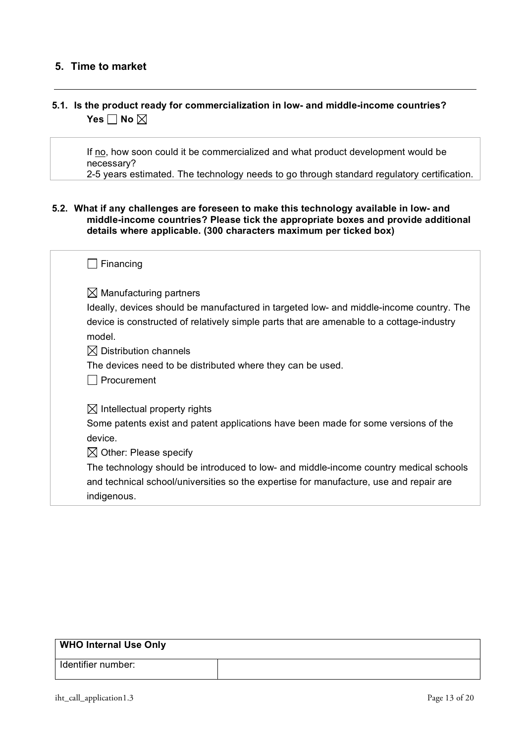## 5. Time to market

### 5.1. Is the product ready for commercialization in low- and middle-income countries?

**Yes ☐ No ☒**

If no, how soon could it be commercialized and what product development would be necessary?

2-5 years estimated. The technology needs to go through standard regulatory certification.

### 5.2. What if any challenges are foreseen to make this technology available in low- and middle-income countries? Please tick the appropriate boxes and provide additional details where applicable. (300 characters maximum per ticked box)

☐ Financing

☒ Manufacturing partners

Ideally, devices should be manufactured in targeted low- and middle-income country. The device is constructed of relatively simple parts that are amenable to a cottage-industry model.

☒ Distribution channels

The devices need to be distributed where they can be used.

☐ Procurement

☒ Intellectual property rights

Some patents exist and patent applications have been made for some versions of the device.

☒ Other: Please specify

The technology should be introduced to low- and middle-income country medical schools and technical school/universities so the expertise for manufacture, use and repair are indigenous.

| WHO Internal Use Only | |
|---|---|
| Identifier number: | |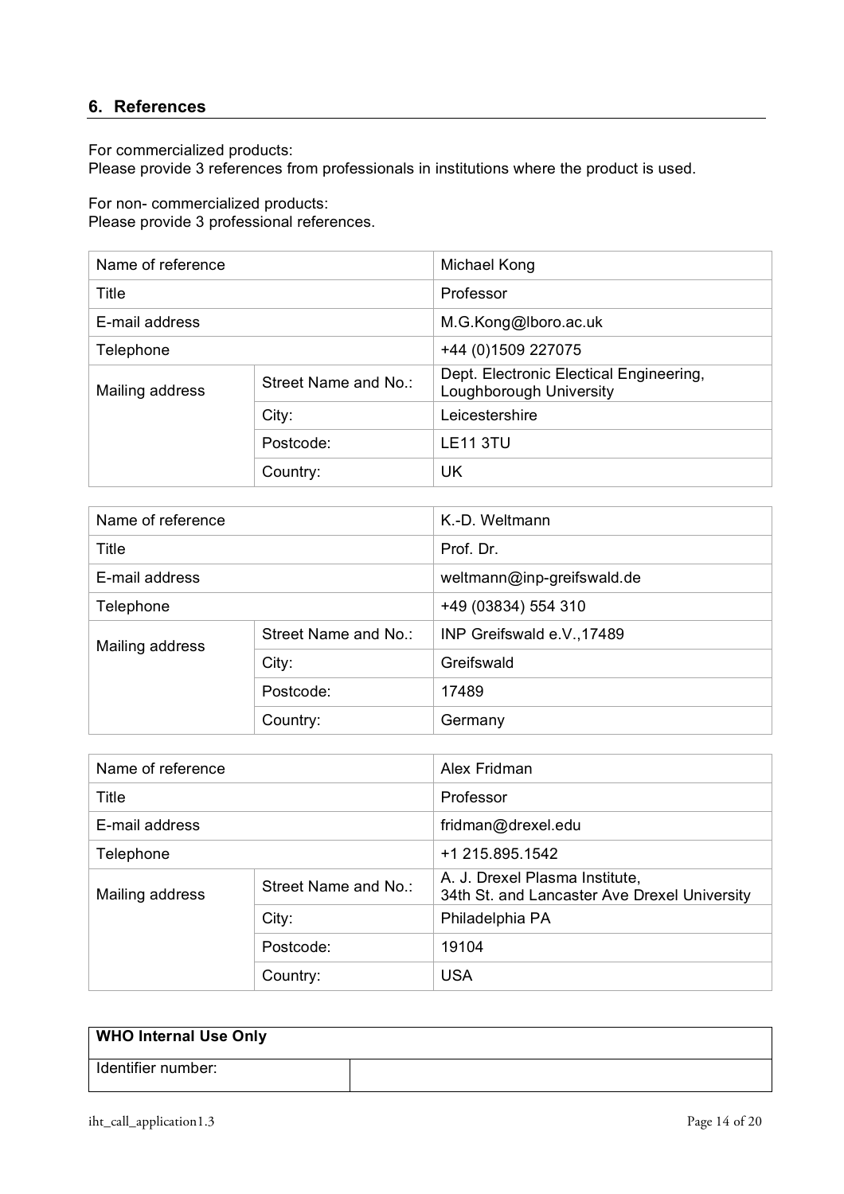## 6. References

For commercialized products:
Please provide 3 references from professionals in institutions where the product is used.

For non- commercialized products:
Please provide 3 professional references.

| Name of reference | | Michael Kong |
|---|---|---|
| Title | | Professor |
| E-mail address | | M.G.Kong@lboro.ac.uk |
| Telephone | | +44 (0)1509 227075 |
| Mailing address | Street Name and No.: | Dept. Electronic Electical Engineering, Loughborough University |
| | City: | Leicestershire |
| | Postcode: | LE11 3TU |
| | Country: | UK |

| Name of reference | | K.-D. Weltmann |
|---|---|---|
| Title | | Prof. Dr. |
| E-mail address | | weltmann@inp-greifswald.de |
| Telephone | | +49 (03834) 554 310 |
| Mailing address | Street Name and No.: | INP Greifswald e.V.,17489 |
| | City: | Greifswald |
| | Postcode: | 17489 |
| | Country: | Germany |

| Name of reference | | Alex Fridman |
|---|---|---|
| Title | | Professor |
| E-mail address | | fridman@drexel.edu |
| Telephone | | +1 215.895.1542 |
| Mailing address | Street Name and No.: | A. J. Drexel Plasma Institute, 34th St. and Lancaster Ave Drexel University |
| | City: | Philadelphia PA |
| | Postcode: | 19104 |
| | Country: | USA |

| WHO Internal Use Only | |
|---|---|
| Identifier number: | |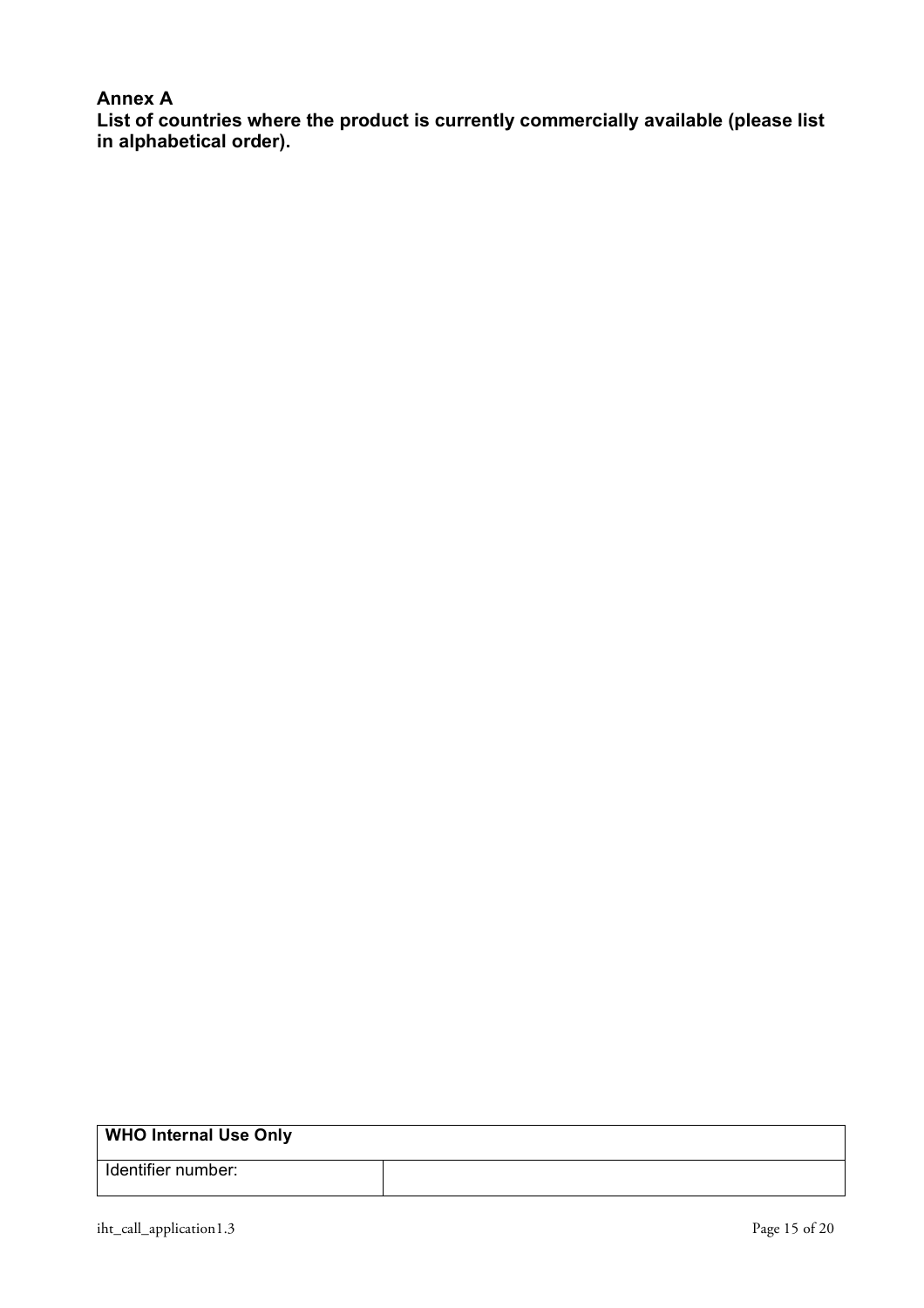## Annex A

**List of countries where the product is currently commercially available (please list in alphabetical order).**

| WHO Internal Use Only | |
|---|---|
| Identifier number: | |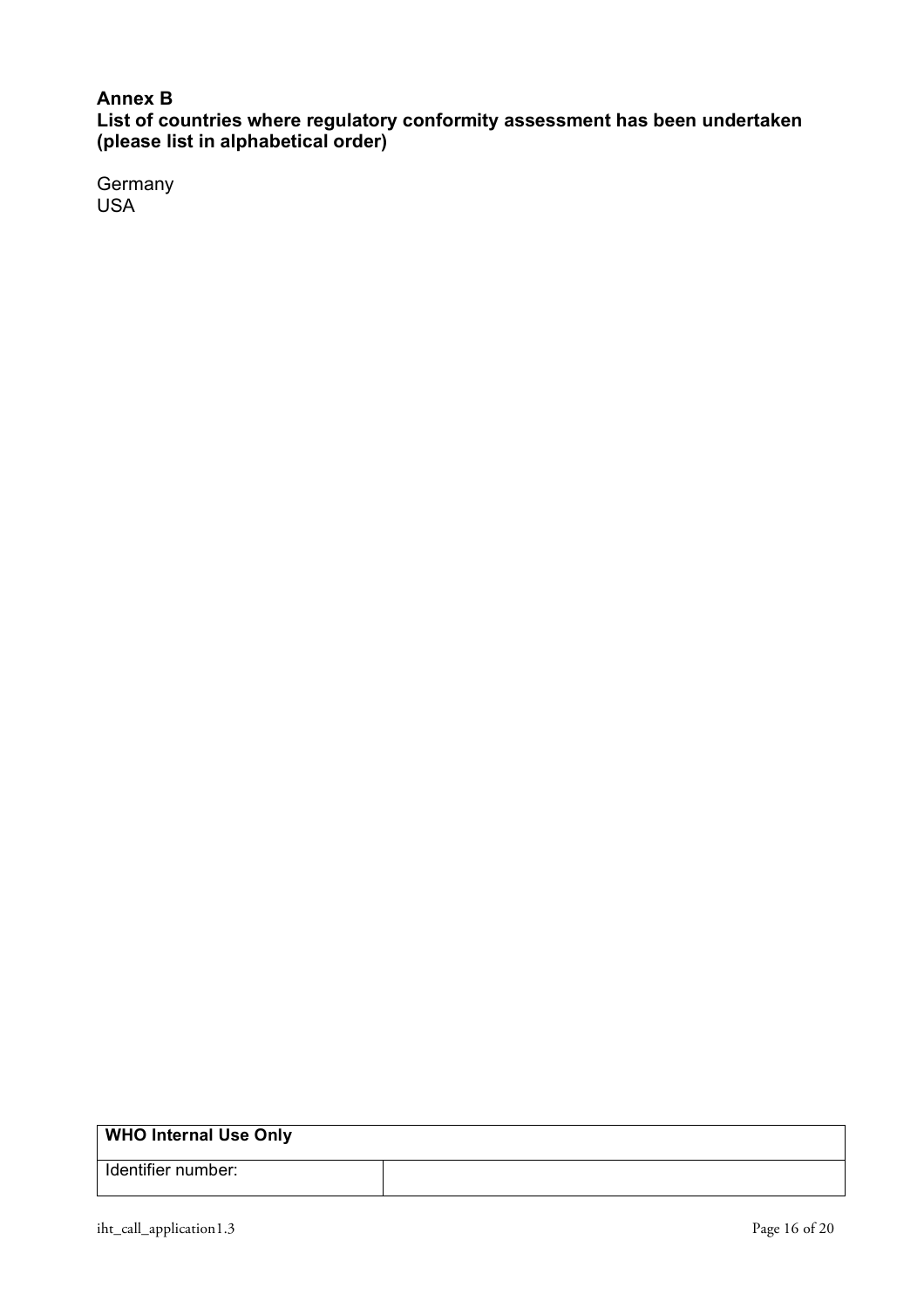**Annex B**
**List of countries where regulatory conformity assessment has been undertaken (please list in alphabetical order)**

Germany
USA

| WHO Internal Use Only | |
| --- | --- |
| Identifier number: | |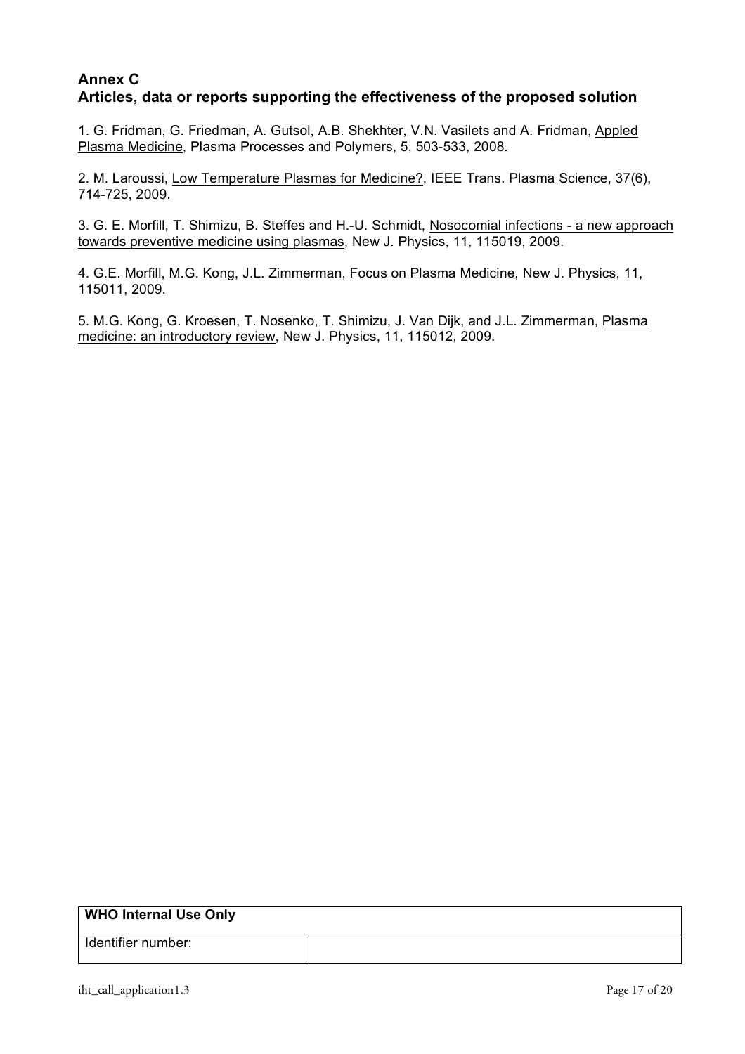## Annex C
## Articles, data or reports supporting the effectiveness of the proposed solution

1. G. Fridman, G. Friedman, A. Gutsol, A.B. Shekhter, V.N. Vasilets and A. Fridman, Appled Plasma Medicine, Plasma Processes and Polymers, 5, 503-533, 2008.

2. M. Laroussi, Low Temperature Plasmas for Medicine?, IEEE Trans. Plasma Science, 37(6), 714-725, 2009.

3. G. E. Morfill, T. Shimizu, B. Steffes and H.-U. Schmidt, Nosocomial infections - a new approach towards preventive medicine using plasmas, New J. Physics, 11, 115019, 2009.

4. G.E. Morfill, M.G. Kong, J.L. Zimmerman, Focus on Plasma Medicine, New J. Physics, 11, 115011, 2009.

5. M.G. Kong, G. Kroesen, T. Nosenko, T. Shimizu, J. Van Dijk, and J.L. Zimmerman, Plasma medicine: an introductory review, New J. Physics, 11, 115012, 2009.

| WHO Internal Use Only | |
| --- | --- |
| Identifier number: | |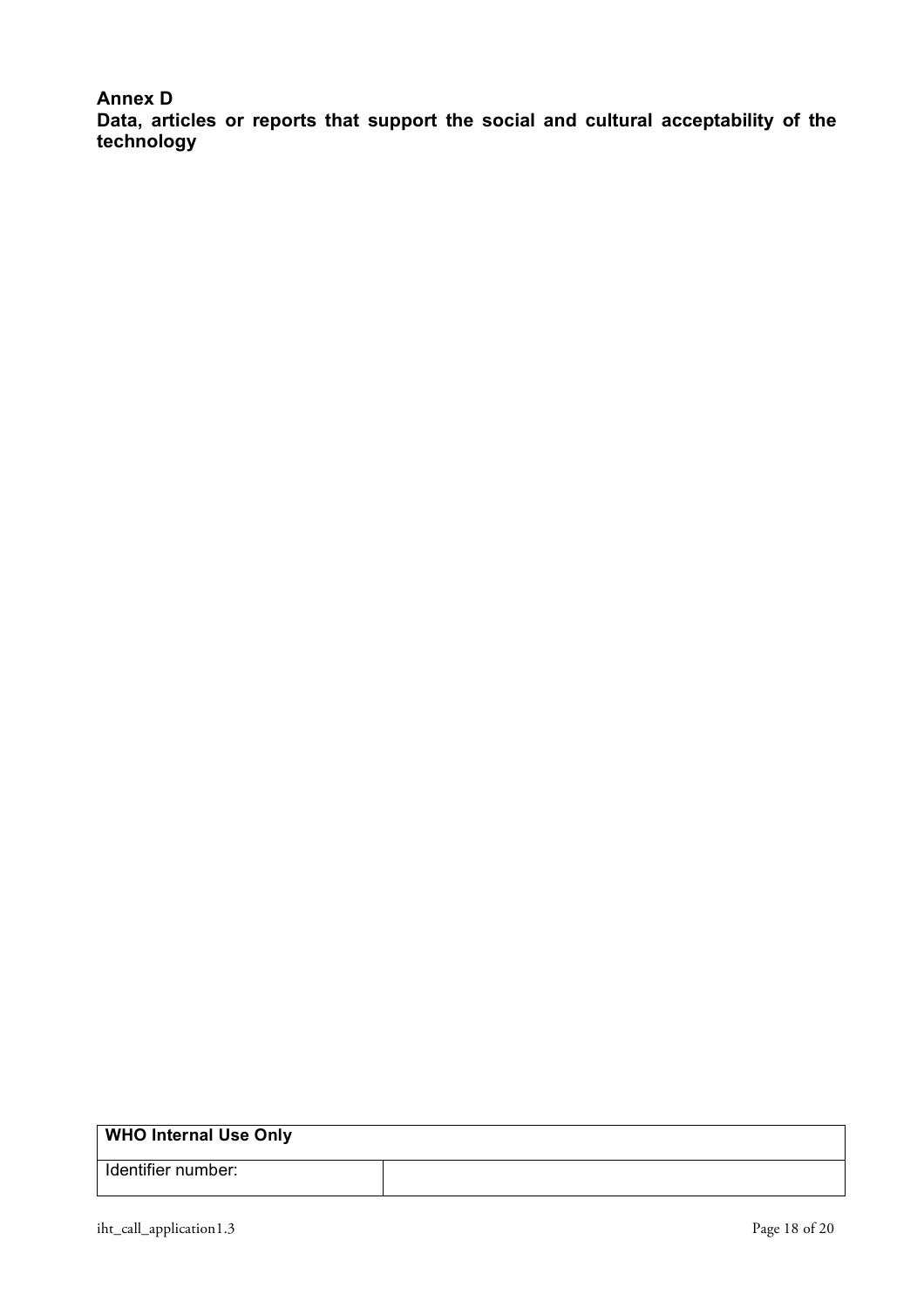**Annex D**

**Data, articles or reports that support the social and cultural acceptability of the technology**

| WHO Internal Use Only | |
|---|---|
| Identifier number: | |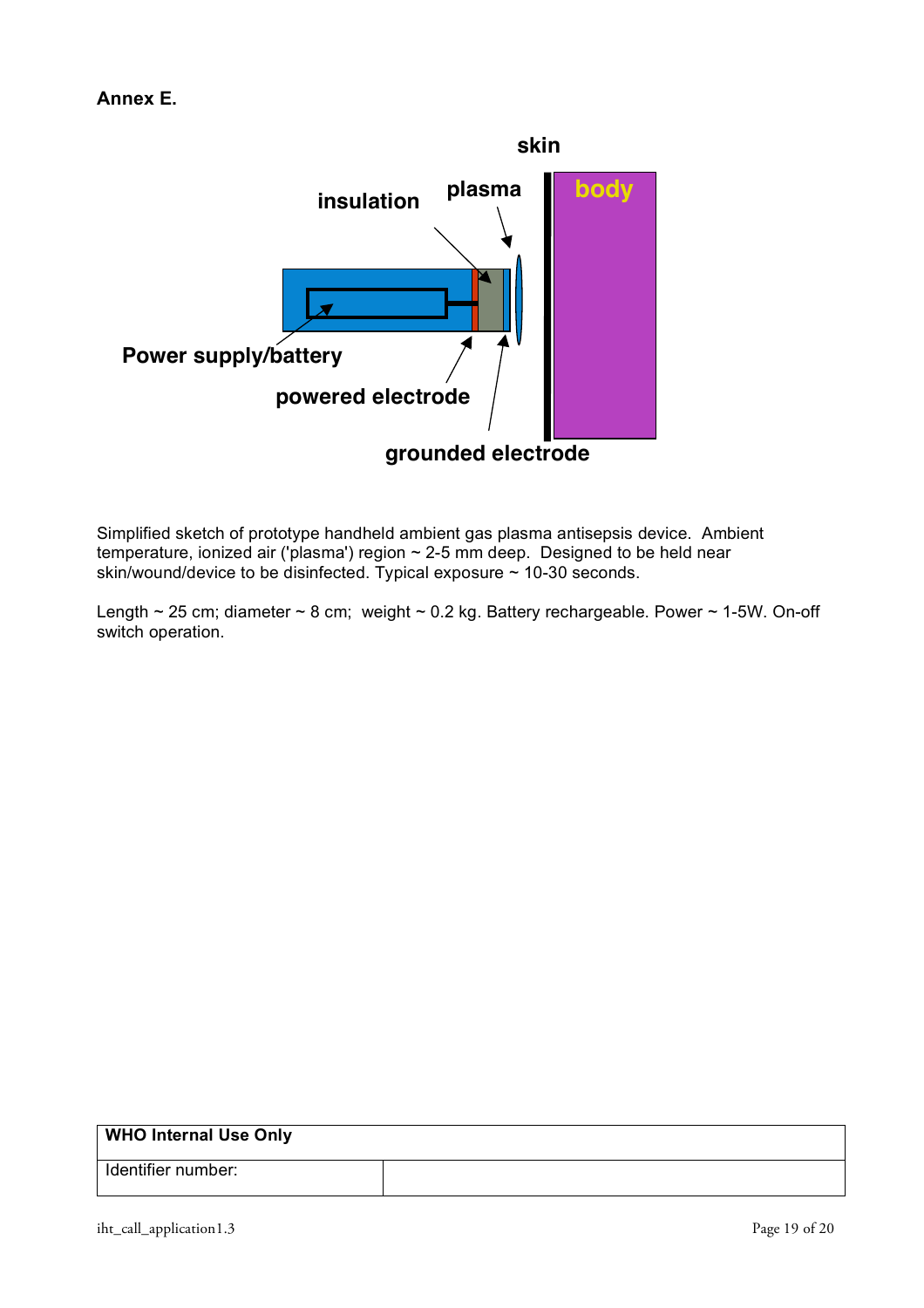**Annex E.**

skin

insulation

plasma

body

Power supply/battery

powered electrode

grounded electrode

Simplified sketch of prototype handheld ambient gas plasma antisepsis device. Ambient temperature, ionized air ('plasma') region ~ 2-5 mm deep. Designed to be held near skin/wound/device to be disinfected. Typical exposure ~ 10-30 seconds.

Length ~ 25 cm; diameter ~ 8 cm; weight ~ 0.2 kg. Battery rechargeable. Power ~ 1-5W. On-off switch operation.

| **WHO Internal Use Only** | |
|---|---|
| Identifier number: | |